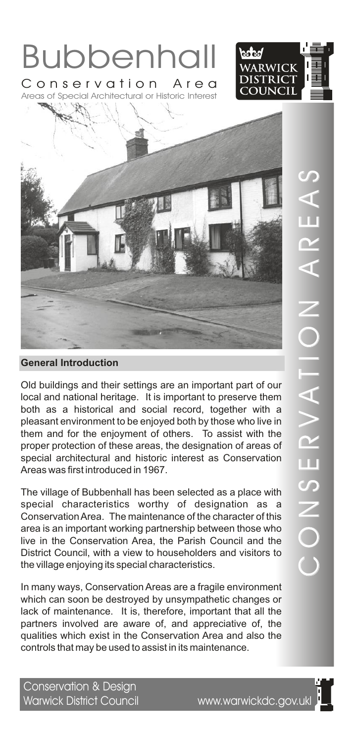# Bubbenhall

## Conservation Area

Areas of Special Architectural or Historic Interest

CONSERVATION AREAS

### General Introduction

Old buildings and their settings are an important part of our local and national heritage. It is important to preserve them both as a historical and social record, together with a pleasant environment to be enjoyed both by those who live in them and for the enjoyment of others. To assist with the proper protection of these areas, the designation of areas of special architectural and historic interest as Conservation Areas was first introduced in 1967.

The village of Bubbenhall has been selected as a place with special characteristics worthy of designation as a Conservation Area. The maintenance of the character of this area is an important working partnership between those who live in the Conservation Area, the Parish Council and the District Council, with a view to householders and visitors to the village enjoying its special characteristics.

In many ways, Conservation Areas are a fragile environment which can soon be destroyed by unsympathetic changes or lack of maintenance. It is, therefore, important that all the partners involved are aware of, and appreciative of, the qualities which exist in the Conservation Area and also the controls that may be used to assist in its maintenance.

Conservation & Design
Warwick District Council www.warwickdc.gov.uk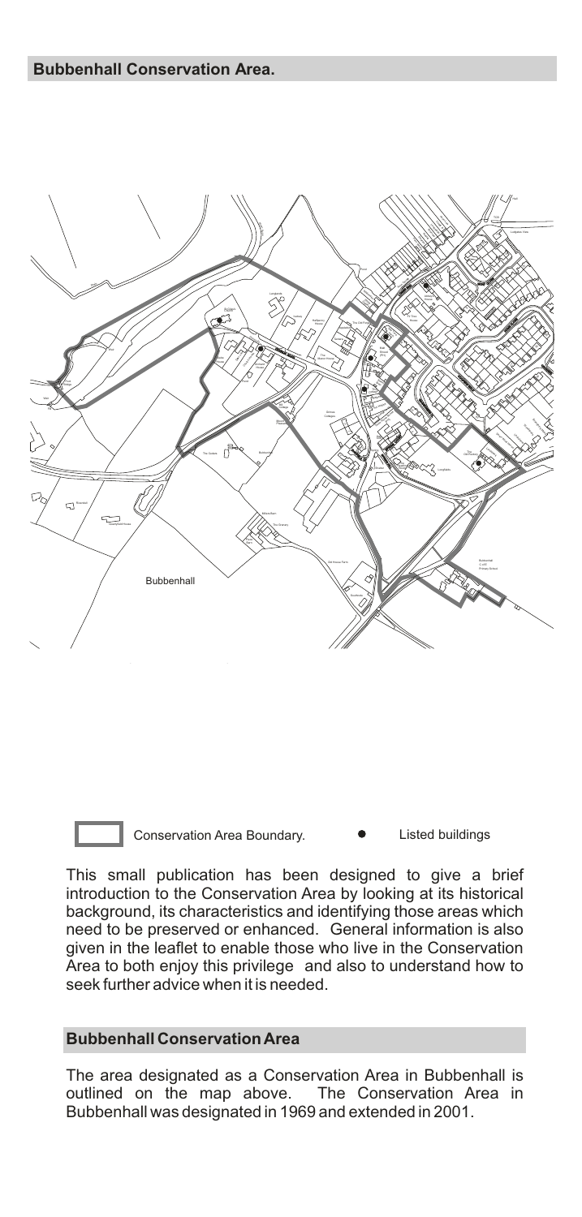## Bubbenhall Conservation Area.

Conservation Area Boundary.

Listed buildings

This small publication has been designed to give a brief introduction to the Conservation Area by looking at its historical background, its characteristics and identifying those areas which need to be preserved or enhanced. General information is also given in the leaflet to enable those who live in the Conservation Area to both enjoy this privilege and also to understand how to seek further advice when it is needed.

## Bubbenhall Conservation Area

The area designated as a Conservation Area in Bubbenhall is outlined on the map above. The Conservation Area in Bubbenhall was designated in 1969 and extended in 2001.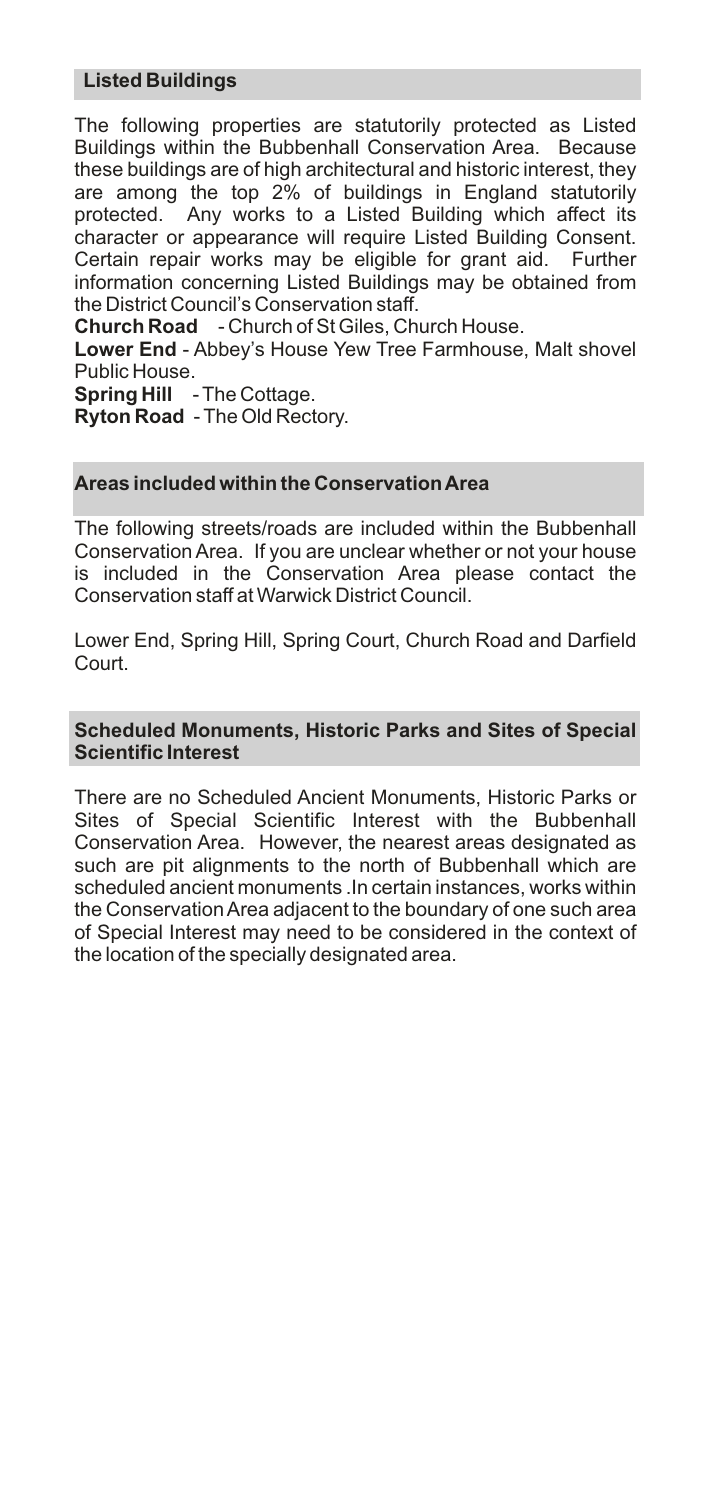## Listed Buildings

The following properties are statutorily protected as Listed Buildings within the Bubbenhall Conservation Area. Because these buildings are of high architectural and historic interest, they are among the top 2% of buildings in England statutorily protected. Any works to a Listed Building which affect its character or appearance will require Listed Building Consent. Certain repair works may be eligible for grant aid. Further information concerning Listed Buildings may be obtained from the District Council's Conservation staff.

**Church Road** - Church of St Giles, Church House.

**Lower End** - Abbey's House Yew Tree Farmhouse, Malt shovel Public House.

**Spring Hill** - The Cottage.

**Ryton Road** - The Old Rectory.

## Areas included within the Conservation Area

The following streets/roads are included within the Bubbenhall Conservation Area. If you are unclear whether or not your house is included in the Conservation Area please contact the Conservation staff at Warwick District Council.

Lower End, Spring Hill, Spring Court, Church Road and Darfield Court.

## Scheduled Monuments, Historic Parks and Sites of Special Scientific Interest

There are no Scheduled Ancient Monuments, Historic Parks or Sites of Special Scientific Interest with the Bubbenhall Conservation Area. However, the nearest areas designated as such are pit alignments to the north of Bubbenhall which are scheduled ancient monuments .In certain instances, works within the Conservation Area adjacent to the boundary of one such area of Special Interest may need to be considered in the context of the location of the specially designated area.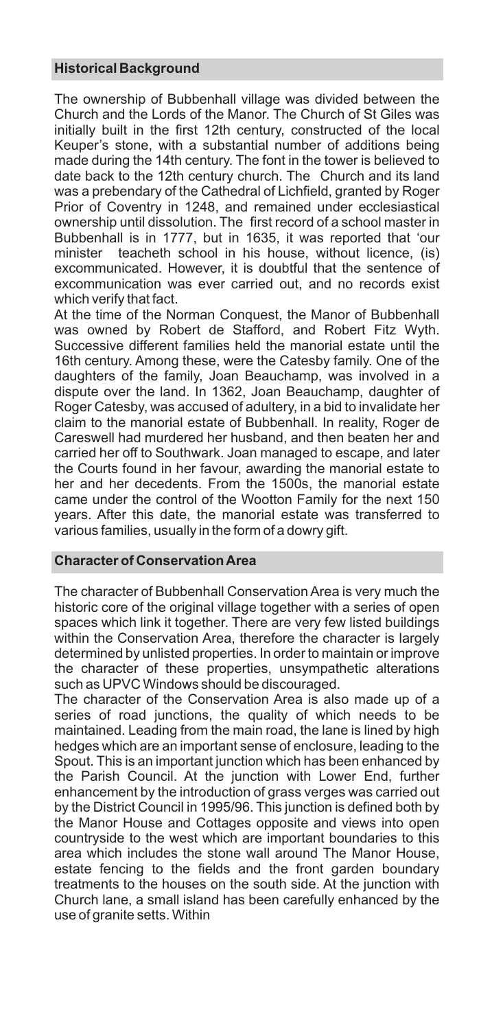## Historical Background

The ownership of Bubbenhall village was divided between the Church and the Lords of the Manor. The Church of St Giles was initially built in the first 12th century, constructed of the local Keuper's stone, with a substantial number of additions being made during the 14th century. The font in the tower is believed to date back to the 12th century church. The Church and its land was a prebendary of the Cathedral of Lichfield, granted by Roger Prior of Coventry in 1248, and remained under ecclesiastical ownership until dissolution. The first record of a school master in Bubbenhall is in 1777, but in 1635, it was reported that 'our minister teacheth school in his house, without licence, (is) excommunicated. However, it is doubtful that the sentence of excommunication was ever carried out, and no records exist which verify that fact.

At the time of the Norman Conquest, the Manor of Bubbenhall was owned by Robert de Stafford, and Robert Fitz Wyth. Successive different families held the manorial estate until the 16th century. Among these, were the Catesby family. One of the daughters of the family, Joan Beauchamp, was involved in a dispute over the land. In 1362, Joan Beauchamp, daughter of Roger Catesby, was accused of adultery, in a bid to invalidate her claim to the manorial estate of Bubbenhall. In reality, Roger de Careswell had murdered her husband, and then beaten her and carried her off to Southwark. Joan managed to escape, and later the Courts found in her favour, awarding the manorial estate to her and her decedents. From the 1500s, the manorial estate came under the control of the Wootton Family for the next 150 years. After this date, the manorial estate was transferred to various families, usually in the form of a dowry gift.

## Character of Conservation Area

The character of Bubbenhall Conservation Area is very much the historic core of the original village together with a series of open spaces which link it together. There are very few listed buildings within the Conservation Area, therefore the character is largely determined by unlisted properties. In order to maintain or improve the character of these properties, unsympathetic alterations such as UPVC Windows should be discouraged.

The character of the Conservation Area is also made up of a series of road junctions, the quality of which needs to be maintained. Leading from the main road, the lane is lined by high hedges which are an important sense of enclosure, leading to the Spout. This is an important junction which has been enhanced by the Parish Council. At the junction with Lower End, further enhancement by the introduction of grass verges was carried out by the District Council in 1995/96. This junction is defined both by the Manor House and Cottages opposite and views into open countryside to the west which are important boundaries to this area which includes the stone wall around The Manor House, estate fencing to the fields and the front garden boundary treatments to the houses on the south side. At the junction with Church lane, a small island has been carefully enhanced by the use of granite setts. Within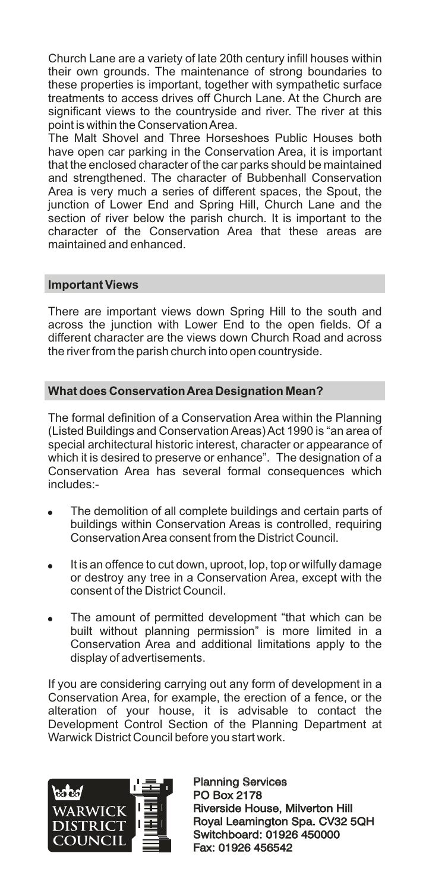Church Lane are a variety of late 20th century infill houses within their own grounds. The maintenance of strong boundaries to these properties is important, together with sympathetic surface treatments to access drives off Church Lane. At the Church are significant views to the countryside and river. The river at this point is within the Conservation Area.

The Malt Shovel and Three Horseshoes Public Houses both have open car parking in the Conservation Area, it is important that the enclosed character of the car parks should be maintained and strengthened. The character of Bubbenhall Conservation Area is very much a series of different spaces, the Spout, the junction of Lower End and Spring Hill, Church Lane and the section of river below the parish church. It is important to the character of the Conservation Area that these areas are maintained and enhanced.

## Important Views

There are important views down Spring Hill to the south and across the junction with Lower End to the open fields. Of a different character are the views down Church Road and across the river from the parish church into open countryside.

## What does Conservation Area Designation Mean?

The formal definition of a Conservation Area within the Planning (Listed Buildings and Conservation Areas) Act 1990 is "an area of special architectural historic interest, character or appearance of which it is desired to preserve or enhance". The designation of a Conservation Area has several formal consequences which includes:-

- The demolition of all complete buildings and certain parts of buildings within Conservation Areas is controlled, requiring Conservation Area consent from the District Council.
- It is an offence to cut down, uproot, lop, top or wilfully damage or destroy any tree in a Conservation Area, except with the consent of the District Council.
- The amount of permitted development "that which can be built without planning permission" is more limited in a Conservation Area and additional limitations apply to the display of advertisements.

If you are considering carrying out any form of development in a Conservation Area, for example, the erection of a fence, or the alteration of your house, it is advisable to contact the Development Control Section of the Planning Department at Warwick District Council before you start work.

WARWICK DISTRICT COUNCIL

**Planning Services**
**PO Box 2178**
**Riverside House, Milverton Hill**
**Royal Leamington Spa. CV32 5QH**
**Switchboard: 01926 450000**
**Fax: 01926 456542**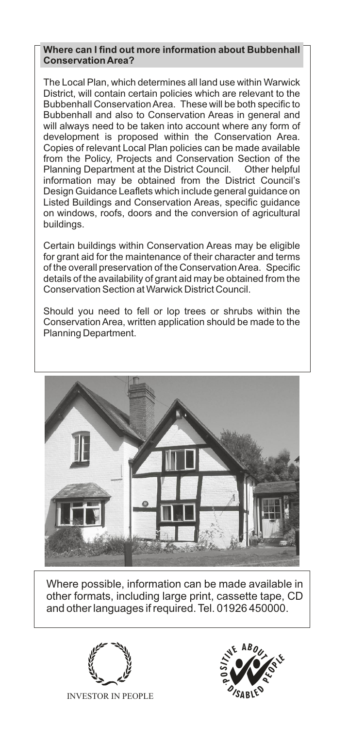## Where can I find out more information about Bubbenhall Conservation Area?

The Local Plan, which determines all land use within Warwick District, will contain certain policies which are relevant to the Bubbenhall Conservation Area. These will be both specific to Bubbenhall and also to Conservation Areas in general and will always need to be taken into account where any form of development is proposed within the Conservation Area. Copies of relevant Local Plan policies can be made available from the Policy, Projects and Conservation Section of the Planning Department at the District Council. Other helpful information may be obtained from the District Council's Design Guidance Leaflets which include general guidance on Listed Buildings and Conservation Areas, specific guidance on windows, roofs, doors and the conversion of agricultural buildings.

Certain buildings within Conservation Areas may be eligible for grant aid for the maintenance of their character and terms of the overall preservation of the Conservation Area. Specific details of the availability of grant aid may be obtained from the Conservation Section at Warwick District Council.

Should you need to fell or lop trees or shrubs within the Conservation Area, written application should be made to the Planning Department.

Where possible, information can be made available in other formats, including large print, cassette tape, CD and other languages if required. Tel. 01926 450000.

INVESTOR IN PEOPLE

POSITIVE ABOUT DISABLED PEOPLE